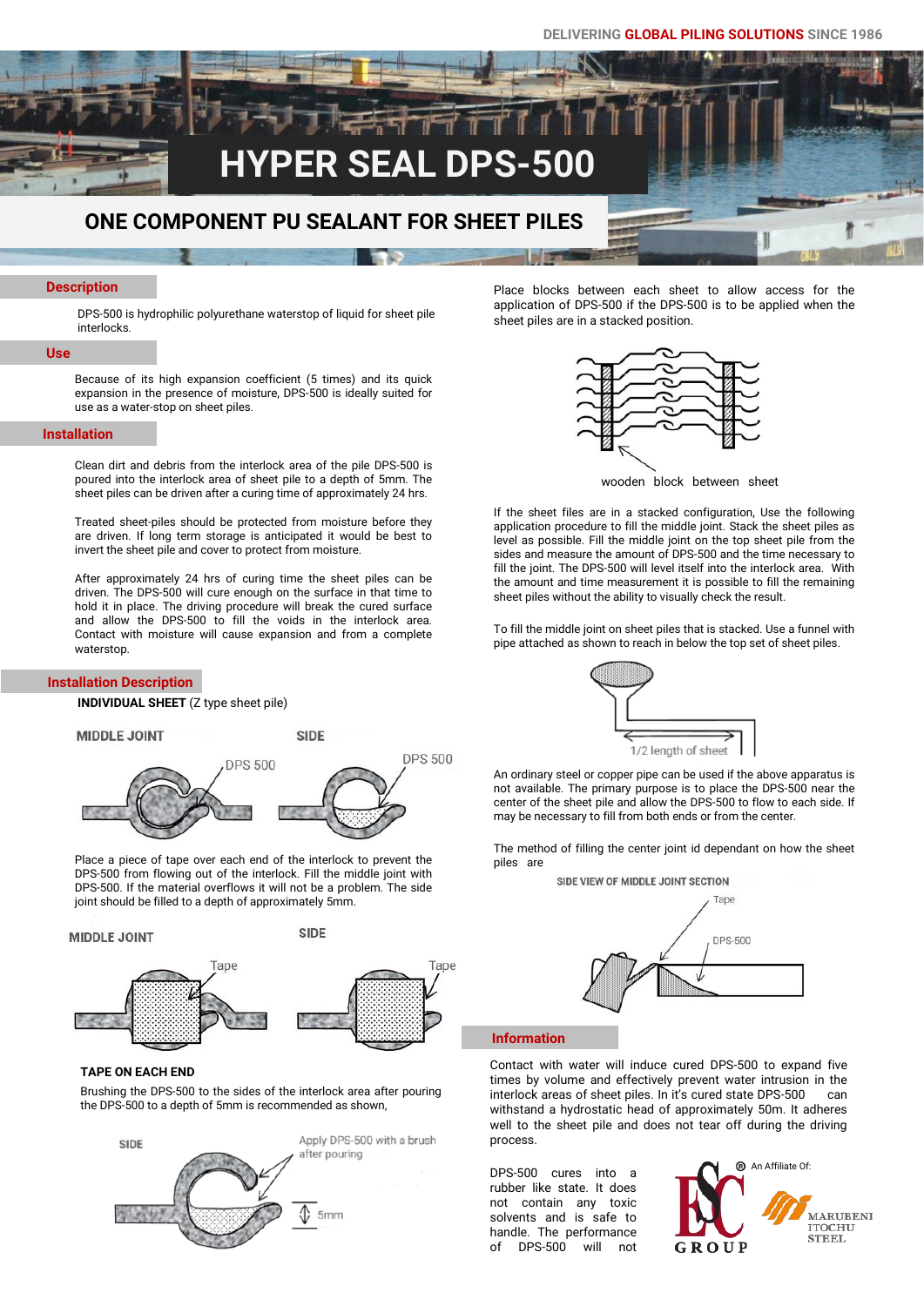DELIVERING GLOBAL PILING SOLUTIONS SINCE 1986

# HYPER SEAL DPS-500

## ONE COMPONENT PU SEALANT FOR SHEET PILES

### Description

DPS-500 is hydrophilic polyurethane waterstop of liquid for sheet pile interlocks.

### Use

Because of its high expansion coefficient (5 times) and its quick expansion in the presence of moisture, DPS-500 is ideally suited for use as a water-stop on sheet piles.

### Installation

Clean dirt and debris from the interlock area of the pile DPS-500 is poured into the interlock area of sheet pile to a depth of 5mm. The sheet piles can be driven after a curing time of approximately 24 hrs.

Treated sheet-piles should be protected from moisture before they are driven. If long term storage is anticipated it would be best to invert the sheet pile and cover to protect from moisture.

After approximately 24 hrs of curing time the sheet piles can be driven. The DPS-500 will cure enough on the surface in that time to hold it in place. The driving procedure will break the cured surface and allow the DPS-500 to fill the voids in the interlock area. Contact with moisture will cause expansion and from a complete waterstop.

### Installation Description

**INDIVIDUAL SHEET** (Z type sheet pile)

MIDDLE JOINT — DPS 500
SIDE — DPS 500

Place a piece of tape over each end of the interlock to prevent the DPS-500 from flowing out of the interlock. Fill the middle joint with DPS-500. If the material overflows it will not be a problem. The side joint should be filled to a depth of approximately 5mm.

MIDDLE JOINT — Tape
SIDE — Tape

**TAPE ON EACH END**

Brushing the DPS-500 to the sides of the interlock area after pouring the DPS-500 to a depth of 5mm is recommended as shown,

SIDE — Apply DPS-500 with a brush after pouring — 5mm

Place blocks between each sheet to allow access for the application of DPS-500 if the DPS-500 is to be applied when the sheet piles are in a stacked position.

wooden block between sheet

If the sheet files are in a stacked configuration, Use the following application procedure to fill the middle joint. Stack the sheet piles as level as possible. Fill the middle joint on the top sheet pile from the sides and measure the amount of DPS-500 and the time necessary to fill the joint. The DPS-500 will level itself into the interlock area. With the amount and time measurement it is possible to fill the remaining sheet piles without the ability to visually check the result.

To fill the middle joint on sheet piles that is stacked. Use a funnel with pipe attached as shown to reach in below the top set of sheet piles.

1/2 length of sheet

An ordinary steel or copper pipe can be used if the above apparatus is not available. The primary purpose is to place the DPS-500 near the center of the sheet pile and allow the DPS-500 to flow to each side. If may be necessary to fill from both ends or from the center.

The method of filling the center joint id dependant on how the sheet piles are

SIDE VIEW OF MIDDLE JOINT SECTION — Tape — DPS-500

### Information

Contact with water will induce cured DPS-500 to expand five times by volume and effectively prevent water intrusion in the interlock areas of sheet piles. In it's cured state DPS-500 can withstand a hydrostatic head of approximately 50m. It adheres well to the sheet pile and does not tear off during the driving process.

DPS-500 cures into a rubber like state. It does not contain any toxic solvents and is safe to handle. The performance of DPS-500 will not

ESC GROUP ® An Affiliate Of: MARUBENI ITOCHU STEEL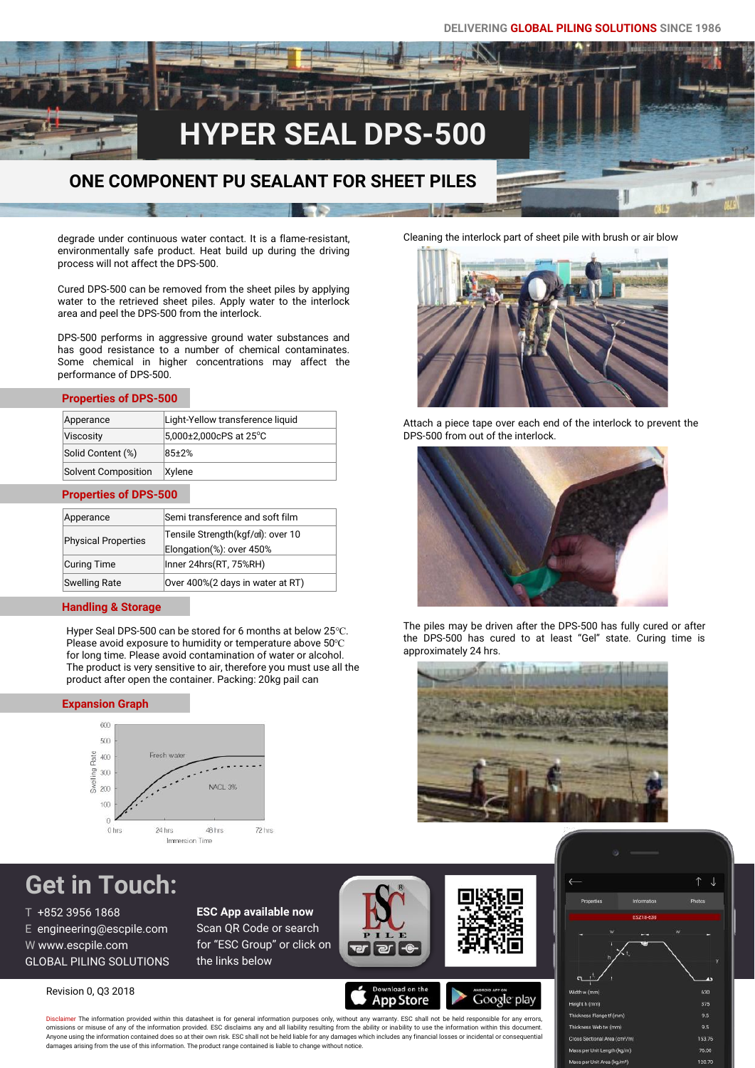# HYPER SEAL DPS-500

## ONE COMPONENT PU SEALANT FOR SHEET PILES

degrade under continuous water contact. It is a flame-resistant, environmentally safe product. Heat build up during the driving process will not affect the DPS-500.

Cured DPS-500 can be removed from the sheet piles by applying water to the retrieved sheet piles. Apply water to the interlock area and peel the DPS-500 from the interlock.

DPS-500 performs in aggressive ground water substances and has good resistance to a number of chemical contaminates. Some chemical in higher concentrations may affect the performance of DPS-500.

### Properties of DPS-500

| | |
|---|---|
| Apperance | Light-Yellow transference liquid |
| Viscosity | 5,000±2,000cPS at 25℃ |
| Solid Content (%) | 85±2% |
| Solvent Composition | Xylene |

### Properties of DPS-500

| | |
|---|---|
| Apperance | Semi transference and soft film |
| Physical Properties | Tensile Strength(kgf/㎠): over 10<br>Elongation(%): over 450% |
| Curing Time | Inner 24hrs(RT, 75%RH) |
| Swelling Rate | Over 400%(2 days in water at RT) |

### Handling & Storage

Hyper Seal DPS-500 can be stored for 6 months at below 25℃. Please avoid exposure to humidity or temperature above 50℃ for long time. Please avoid contamination of water or alcohol. The product is very sensitive to air, therefore you must use all the product after open the container. Packing: 20kg pail can

### Expansion Graph

Swelling Rate
600
500
400
300
200
100
0
Fresh water
NACL 3%
0 hrs
24 hrs
48 hrs
72 hrs
Immersion Time

Cleaning the interlock part of sheet pile with brush or air blow

Attach a piece tape over each end of the interlock to prevent the DPS-500 from out of the interlock.

The piles may be driven after the DPS-500 has fully cured or after the DPS-500 has cured to at least "Gel" state. Curing time is approximately 24 hrs.

## Get in Touch:

T +852 3956 1868
E engineering@escpile.com
W www.escpile.com
GLOBAL PILING SOLUTIONS

**ESC App available now**
Scan QR Code or search for "ESC Group" or click on the links below

Revision 0, Q3 2018

Disclaimer The information provided within this datasheet is for general information purposes only, without any warranty. ESC shall not be held responsible for any errors, omissions or misuse of any of the information provided. ESC disclaims any and all liability resulting from the ability or inability to use the information within this document. Anyone using the information contained does so at their own risk. ESC shall not be held liable for any damages which includes any financial losses or incidental or consequential damages arising from the use of this information. The product range contained is liable to change without notice.